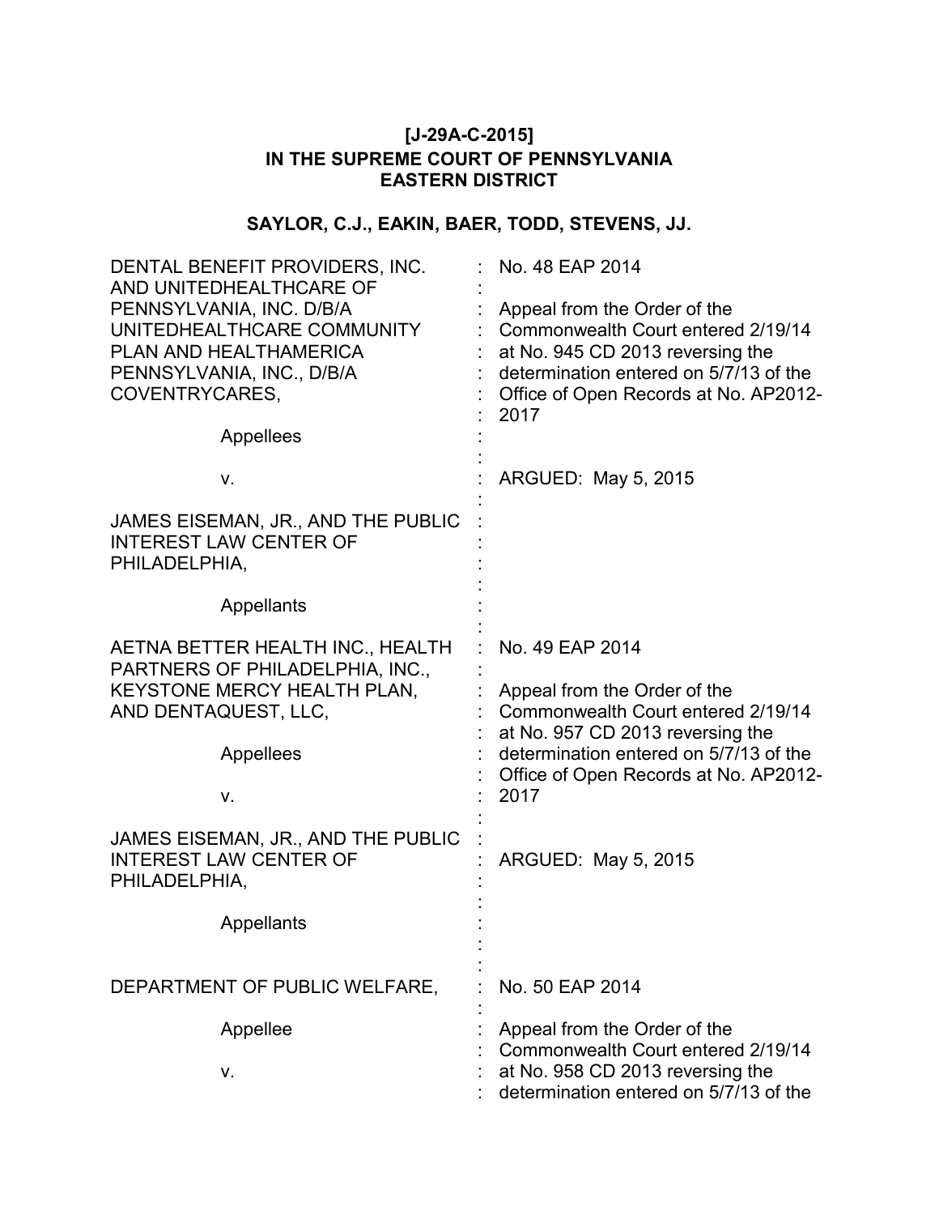**[J-29A-C-2015]**
**IN THE SUPREME COURT OF PENNSYLVANIA**
**EASTERN DISTRICT**

**SAYLOR, C.J., EAKIN, BAER, TODD, STEVENS, JJ.**

| | | |
|---|---|---|
| DENTAL BENEFIT PROVIDERS, INC. AND UNITEDHEALTHCARE OF PENNSYLVANIA, INC. D/B/A UNITEDHEALTHCARE COMMUNITY PLAN AND HEALTHAMERICA PENNSYLVANIA, INC., D/B/A COVENTRYCARES, | : | No. 48 EAP 2014 |
| | : | Appeal from the Order of the Commonwealth Court entered 2/19/14 at No. 945 CD 2013 reversing the determination entered on 5/7/13 of the Office of Open Records at No. AP2012-2017 |
| Appellees | : | |
| v. | : | ARGUED: May 5, 2015 |
| JAMES EISEMAN, JR., AND THE PUBLIC INTEREST LAW CENTER OF PHILADELPHIA, | : | |
| Appellants | : | |
| AETNA BETTER HEALTH INC., HEALTH PARTNERS OF PHILADELPHIA, INC., KEYSTONE MERCY HEALTH PLAN, AND DENTAQUEST, LLC, | : | No. 49 EAP 2014 |
| | : | Appeal from the Order of the Commonwealth Court entered 2/19/14 at No. 957 CD 2013 reversing the determination entered on 5/7/13 of the Office of Open Records at No. AP2012-2017 |
| Appellees | : | |
| v. | : | |
| JAMES EISEMAN, JR., AND THE PUBLIC INTEREST LAW CENTER OF PHILADELPHIA, | : | ARGUED: May 5, 2015 |
| Appellants | : | |
| DEPARTMENT OF PUBLIC WELFARE, | : | No. 50 EAP 2014 |
| Appellee | : | Appeal from the Order of the Commonwealth Court entered 2/19/14 at No. 958 CD 2013 reversing the determination entered on 5/7/13 of the |
| v. | : | |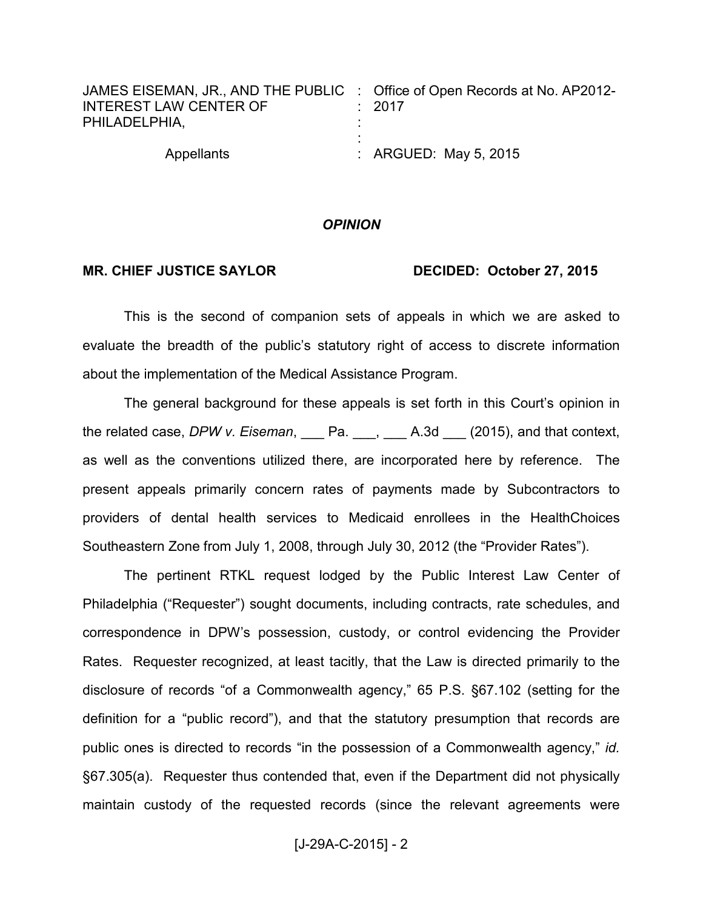JAMES EISEMAN, JR., AND THE PUBLIC INTEREST LAW CENTER OF PHILADELPHIA, : Office of Open Records at No. AP2012-2017

Appellants : ARGUED: May 5, 2015

## *OPINION*

**MR. CHIEF JUSTICE SAYLOR** **DECIDED: October 27, 2015**

This is the second of companion sets of appeals in which we are asked to evaluate the breadth of the public's statutory right of access to discrete information about the implementation of the Medical Assistance Program.

The general background for these appeals is set forth in this Court's opinion in the related case, *DPW v. Eiseman*, ___ Pa. ___, ___ A.3d ___ (2015), and that context, as well as the conventions utilized there, are incorporated here by reference. The present appeals primarily concern rates of payments made by Subcontractors to providers of dental health services to Medicaid enrollees in the HealthChoices Southeastern Zone from July 1, 2008, through July 30, 2012 (the "Provider Rates").

The pertinent RTKL request lodged by the Public Interest Law Center of Philadelphia ("Requester") sought documents, including contracts, rate schedules, and correspondence in DPW's possession, custody, or control evidencing the Provider Rates. Requester recognized, at least tacitly, that the Law is directed primarily to the disclosure of records "of a Commonwealth agency," 65 P.S. §67.102 (setting for the definition for a "public record"), and that the statutory presumption that records are public ones is directed to records "in the possession of a Commonwealth agency," *id.* §67.305(a). Requester thus contended that, even if the Department did not physically maintain custody of the requested records (since the relevant agreements were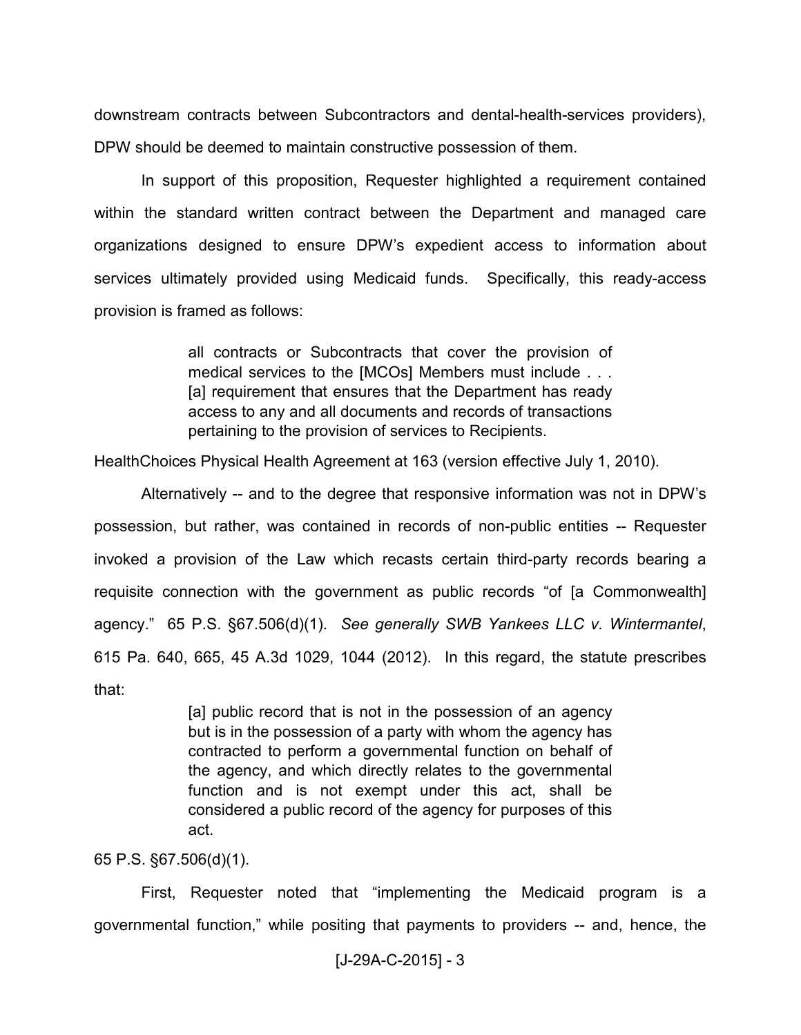downstream contracts between Subcontractors and dental-health-services providers), DPW should be deemed to maintain constructive possession of them.

In support of this proposition, Requester highlighted a requirement contained within the standard written contract between the Department and managed care organizations designed to ensure DPW's expedient access to information about services ultimately provided using Medicaid funds. Specifically, this ready-access provision is framed as follows:

> all contracts or Subcontracts that cover the provision of medical services to the [MCOs] Members must include . . . [a] requirement that ensures that the Department has ready access to any and all documents and records of transactions pertaining to the provision of services to Recipients.

HealthChoices Physical Health Agreement at 163 (version effective July 1, 2010).

Alternatively -- and to the degree that responsive information was not in DPW's possession, but rather, was contained in records of non-public entities -- Requester invoked a provision of the Law which recasts certain third-party records bearing a requisite connection with the government as public records "of [a Commonwealth] agency." 65 P.S. §67.506(d)(1). *See generally SWB Yankees LLC v. Wintermantel*, 615 Pa. 640, 665, 45 A.3d 1029, 1044 (2012). In this regard, the statute prescribes that:

> [a] public record that is not in the possession of an agency but is in the possession of a party with whom the agency has contracted to perform a governmental function on behalf of the agency, and which directly relates to the governmental function and is not exempt under this act, shall be considered a public record of the agency for purposes of this act.

65 P.S. §67.506(d)(1).

First, Requester noted that "implementing the Medicaid program is a governmental function," while positing that payments to providers -- and, hence, the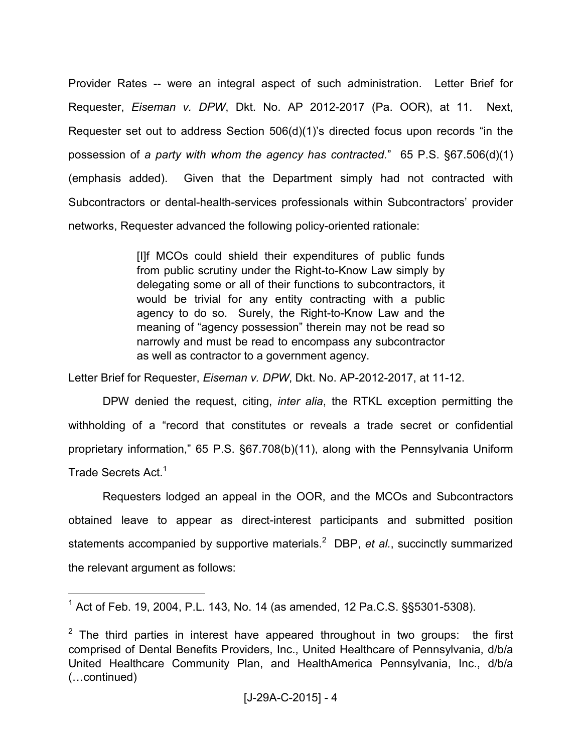Provider Rates -- were an integral aspect of such administration. Letter Brief for Requester, *Eiseman v. DPW*, Dkt. No. AP 2012-2017 (Pa. OOR), at 11. Next, Requester set out to address Section 506(d)(1)'s directed focus upon records "in the possession of *a party with whom the agency has contracted.*" 65 P.S. §67.506(d)(1) (emphasis added). Given that the Department simply had not contracted with Subcontractors or dental-health-services professionals within Subcontractors' provider networks, Requester advanced the following policy-oriented rationale:

> [I]f MCOs could shield their expenditures of public funds from public scrutiny under the Right-to-Know Law simply by delegating some or all of their functions to subcontractors, it would be trivial for any entity contracting with a public agency to do so. Surely, the Right-to-Know Law and the meaning of "agency possession" therein may not be read so narrowly and must be read to encompass any subcontractor as well as contractor to a government agency.

Letter Brief for Requester, *Eiseman v. DPW*, Dkt. No. AP-2012-2017, at 11-12.

DPW denied the request, citing, *inter alia*, the RTKL exception permitting the withholding of a "record that constitutes or reveals a trade secret or confidential proprietary information," 65 P.S. §67.708(b)(11), along with the Pennsylvania Uniform Trade Secrets Act.[1]

Requesters lodged an appeal in the OOR, and the MCOs and Subcontractors obtained leave to appear as direct-interest participants and submitted position statements accompanied by supportive materials.[2] DBP, *et al.*, succinctly summarized the relevant argument as follows:

---

[1] Act of Feb. 19, 2004, P.L. 143, No. 14 (as amended, 12 Pa.C.S. §§5301-5308).

[2] The third parties in interest have appeared throughout in two groups: the first comprised of Dental Benefits Providers, Inc., United Healthcare of Pennsylvania, d/b/a United Healthcare Community Plan, and HealthAmerica Pennsylvania, Inc., d/b/a (…continued)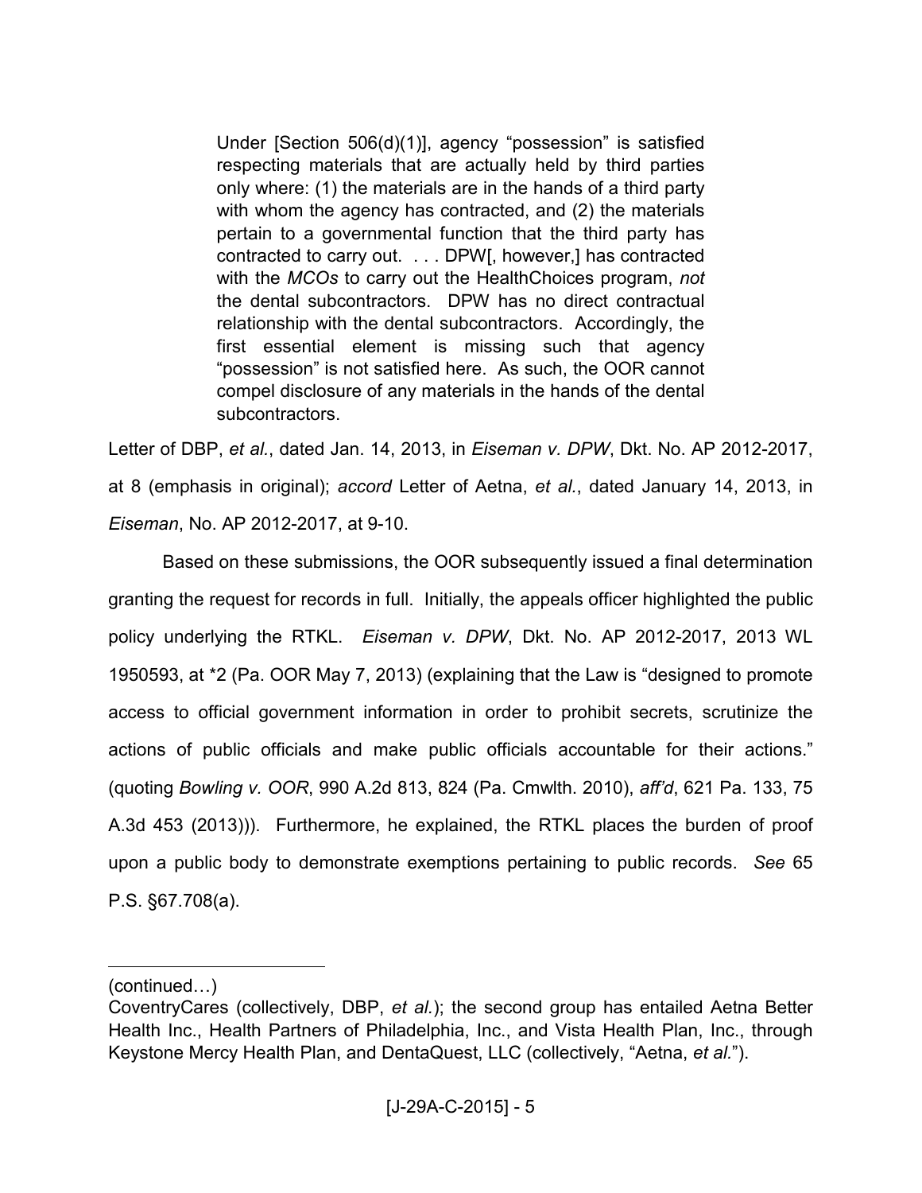> Under [Section 506(d)(1)], agency "possession" is satisfied respecting materials that are actually held by third parties only where: (1) the materials are in the hands of a third party with whom the agency has contracted, and (2) the materials pertain to a governmental function that the third party has contracted to carry out. . . . DPW[, however,] has contracted with the *MCOs* to carry out the HealthChoices program, *not* the dental subcontractors. DPW has no direct contractual relationship with the dental subcontractors. Accordingly, the first essential element is missing such that agency "possession" is not satisfied here. As such, the OOR cannot compel disclosure of any materials in the hands of the dental subcontractors.

Letter of DBP, *et al.*, dated Jan. 14, 2013, in *Eiseman v. DPW*, Dkt. No. AP 2012-2017, at 8 (emphasis in original); *accord* Letter of Aetna, *et al.*, dated January 14, 2013, in *Eiseman*, No. AP 2012-2017, at 9-10.

Based on these submissions, the OOR subsequently issued a final determination granting the request for records in full. Initially, the appeals officer highlighted the public policy underlying the RTKL. *Eiseman v. DPW*, Dkt. No. AP 2012-2017, 2013 WL 1950593, at *2 (Pa. OOR May 7, 2013) (explaining that the Law is "designed to promote access to official government information in order to prohibit secrets, scrutinize the actions of public officials and make public officials accountable for their actions." (quoting *Bowling v. OOR*, 990 A.2d 813, 824 (Pa. Cmwlth. 2010), *aff'd*, 621 Pa. 133, 75 A.3d 453 (2013))). Furthermore, he explained, the RTKL places the burden of proof upon a public body to demonstrate exemptions pertaining to public records. *See* 65 P.S. §67.708(a).

---

(continued…)

CoventryCares (collectively, DBP, *et al.*); the second group has entailed Aetna Better Health Inc., Health Partners of Philadelphia, Inc., and Vista Health Plan, Inc., through Keystone Mercy Health Plan, and DentaQuest, LLC (collectively, "Aetna, *et al.*").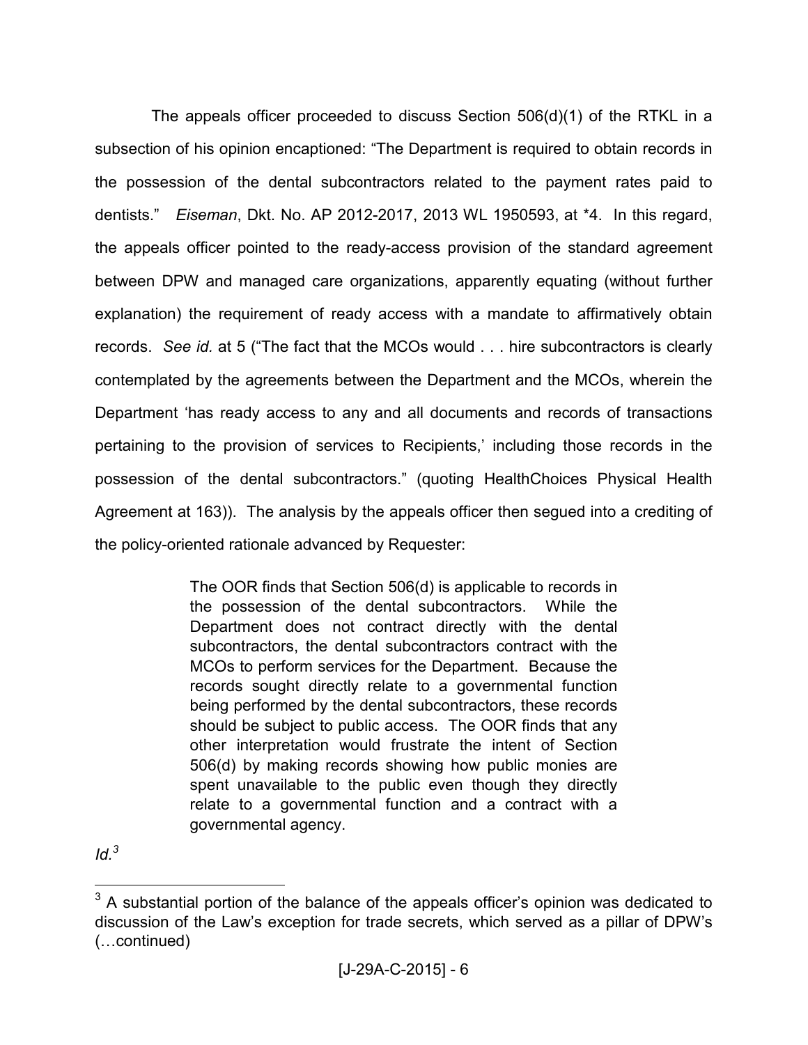The appeals officer proceeded to discuss Section 506(d)(1) of the RTKL in a subsection of his opinion encaptioned: "The Department is required to obtain records in the possession of the dental subcontractors related to the payment rates paid to dentists." *Eiseman*, Dkt. No. AP 2012-2017, 2013 WL 1950593, at *4. In this regard, the appeals officer pointed to the ready-access provision of the standard agreement between DPW and managed care organizations, apparently equating (without further explanation) the requirement of ready access with a mandate to affirmatively obtain records. *See id.* at 5 ("The fact that the MCOs would . . . hire subcontractors is clearly contemplated by the agreements between the Department and the MCOs, wherein the Department 'has ready access to any and all documents and records of transactions pertaining to the provision of services to Recipients,' including those records in the possession of the dental subcontractors." (quoting HealthChoices Physical Health Agreement at 163)). The analysis by the appeals officer then segued into a crediting of the policy-oriented rationale advanced by Requester:

> The OOR finds that Section 506(d) is applicable to records in the possession of the dental subcontractors. While the Department does not contract directly with the dental subcontractors, the dental subcontractors contract with the MCOs to perform services for the Department. Because the records sought directly relate to a governmental function being performed by the dental subcontractors, these records should be subject to public access. The OOR finds that any other interpretation would frustrate the intent of Section 506(d) by making records showing how public monies are spent unavailable to the public even though they directly relate to a governmental function and a contract with a governmental agency.

*Id.*[3]

---

[3] A substantial portion of the balance of the appeals officer's opinion was dedicated to discussion of the Law's exception for trade secrets, which served as a pillar of DPW's (…continued)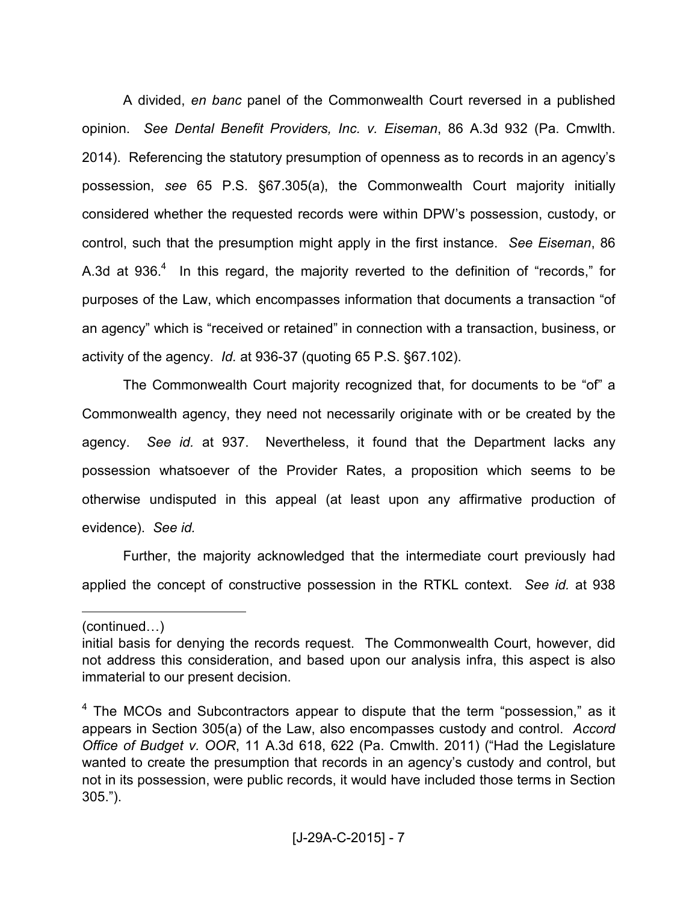A divided, *en banc* panel of the Commonwealth Court reversed in a published opinion. *See Dental Benefit Providers, Inc. v. Eiseman*, 86 A.3d 932 (Pa. Cmwlth. 2014). Referencing the statutory presumption of openness as to records in an agency's possession, *see* 65 P.S. §67.305(a), the Commonwealth Court majority initially considered whether the requested records were within DPW's possession, custody, or control, such that the presumption might apply in the first instance. *See Eiseman*, 86 A.3d at 936.[4] In this regard, the majority reverted to the definition of "records," for purposes of the Law, which encompasses information that documents a transaction "of an agency" which is "received or retained" in connection with a transaction, business, or activity of the agency. *Id.* at 936-37 (quoting 65 P.S. §67.102).

The Commonwealth Court majority recognized that, for documents to be "of" a Commonwealth agency, they need not necessarily originate with or be created by the agency. *See id.* at 937. Nevertheless, it found that the Department lacks any possession whatsoever of the Provider Rates, a proposition which seems to be otherwise undisputed in this appeal (at least upon any affirmative production of evidence). *See id.*

Further, the majority acknowledged that the intermediate court previously had applied the concept of constructive possession in the RTKL context. *See id.* at 938

---

(continued…)

initial basis for denying the records request. The Commonwealth Court, however, did not address this consideration, and based upon our analysis infra, this aspect is also immaterial to our present decision.

[4] The MCOs and Subcontractors appear to dispute that the term "possession," as it appears in Section 305(a) of the Law, also encompasses custody and control. *Accord Office of Budget v. OOR*, 11 A.3d 618, 622 (Pa. Cmwlth. 2011) ("Had the Legislature wanted to create the presumption that records in an agency's custody and control, but not in its possession, were public records, it would have included those terms in Section 305.").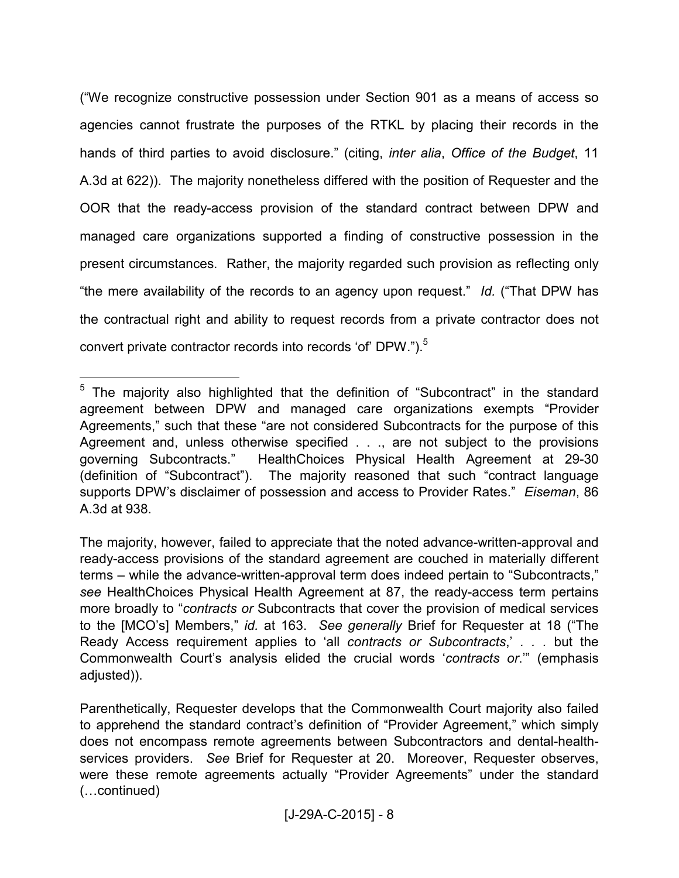("We recognize constructive possession under Section 901 as a means of access so agencies cannot frustrate the purposes of the RTKL by placing their records in the hands of third parties to avoid disclosure." (citing, *inter alia*, *Office of the Budget*, 11 A.3d at 622)). The majority nonetheless differed with the position of Requester and the OOR that the ready-access provision of the standard contract between DPW and managed care organizations supported a finding of constructive possession in the present circumstances. Rather, the majority regarded such provision as reflecting only "the mere availability of the records to an agency upon request." *Id.* ("That DPW has the contractual right and ability to request records from a private contractor does not convert private contractor records into records 'of' DPW.").[5]

---

[5] The majority also highlighted that the definition of "Subcontract" in the standard agreement between DPW and managed care organizations exempts "Provider Agreements," such that these "are not considered Subcontracts for the purpose of this Agreement and, unless otherwise specified . . ., are not subject to the provisions governing Subcontracts." HealthChoices Physical Health Agreement at 29-30 (definition of "Subcontract"). The majority reasoned that such "contract language supports DPW's disclaimer of possession and access to Provider Rates." *Eiseman*, 86 A.3d at 938.

The majority, however, failed to appreciate that the noted advance-written-approval and ready-access provisions of the standard agreement are couched in materially different terms – while the advance-written-approval term does indeed pertain to "Subcontracts," *see* HealthChoices Physical Health Agreement at 87, the ready-access term pertains more broadly to "*contracts or* Subcontracts that cover the provision of medical services to the [MCO's] Members," *id.* at 163. *See generally* Brief for Requester at 18 ("The Ready Access requirement applies to 'all *contracts or Subcontracts*,' . . . but the Commonwealth Court's analysis elided the crucial words '*contracts or*.'" (emphasis adjusted)).

Parenthetically, Requester develops that the Commonwealth Court majority also failed to apprehend the standard contract's definition of "Provider Agreement," which simply does not encompass remote agreements between Subcontractors and dental-health-services providers. *See* Brief for Requester at 20. Moreover, Requester observes, were these remote agreements actually "Provider Agreements" under the standard (…continued)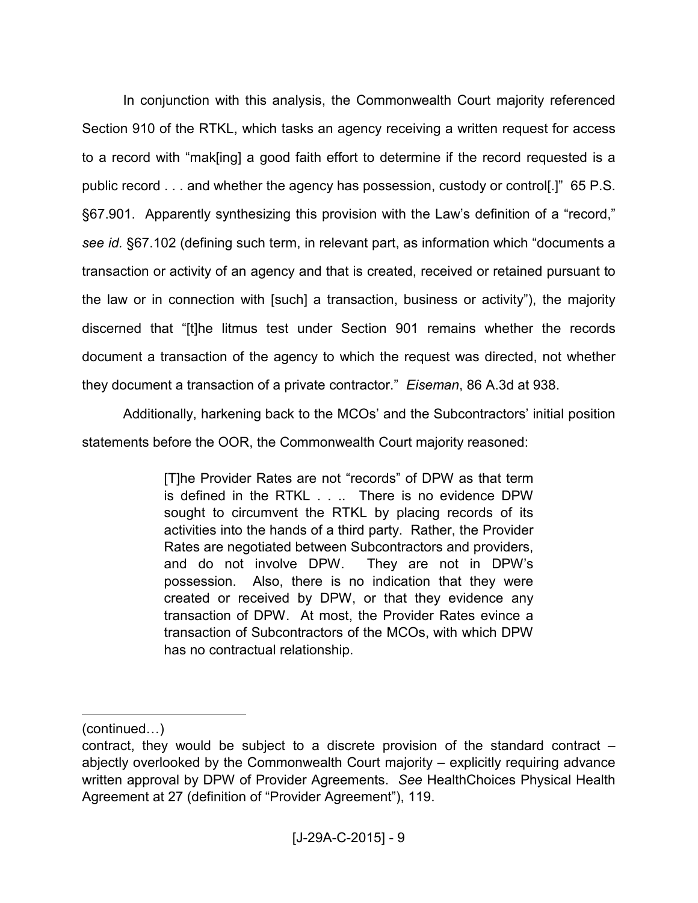In conjunction with this analysis, the Commonwealth Court majority referenced Section 910 of the RTKL, which tasks an agency receiving a written request for access to a record with "mak[ing] a good faith effort to determine if the record requested is a public record . . . and whether the agency has possession, custody or control[.]" 65 P.S. §67.901. Apparently synthesizing this provision with the Law's definition of a "record," *see id.* §67.102 (defining such term, in relevant part, as information which "documents a transaction or activity of an agency and that is created, received or retained pursuant to the law or in connection with [such] a transaction, business or activity"), the majority discerned that "[t]he litmus test under Section 901 remains whether the records document a transaction of the agency to which the request was directed, not whether they document a transaction of a private contractor." *Eiseman*, 86 A.3d at 938.

Additionally, harkening back to the MCOs' and the Subcontractors' initial position statements before the OOR, the Commonwealth Court majority reasoned:

> [T]he Provider Rates are not "records" of DPW as that term is defined in the RTKL . . .. There is no evidence DPW sought to circumvent the RTKL by placing records of its activities into the hands of a third party. Rather, the Provider Rates are negotiated between Subcontractors and providers, and do not involve DPW. They are not in DPW's possession. Also, there is no indication that they were created or received by DPW, or that they evidence any transaction of DPW. At most, the Provider Rates evince a transaction of Subcontractors of the MCOs, with which DPW has no contractual relationship.

---

(continued…)

contract, they would be subject to a discrete provision of the standard contract – abjectly overlooked by the Commonwealth Court majority – explicitly requiring advance written approval by DPW of Provider Agreements. *See* HealthChoices Physical Health Agreement at 27 (definition of "Provider Agreement"), 119.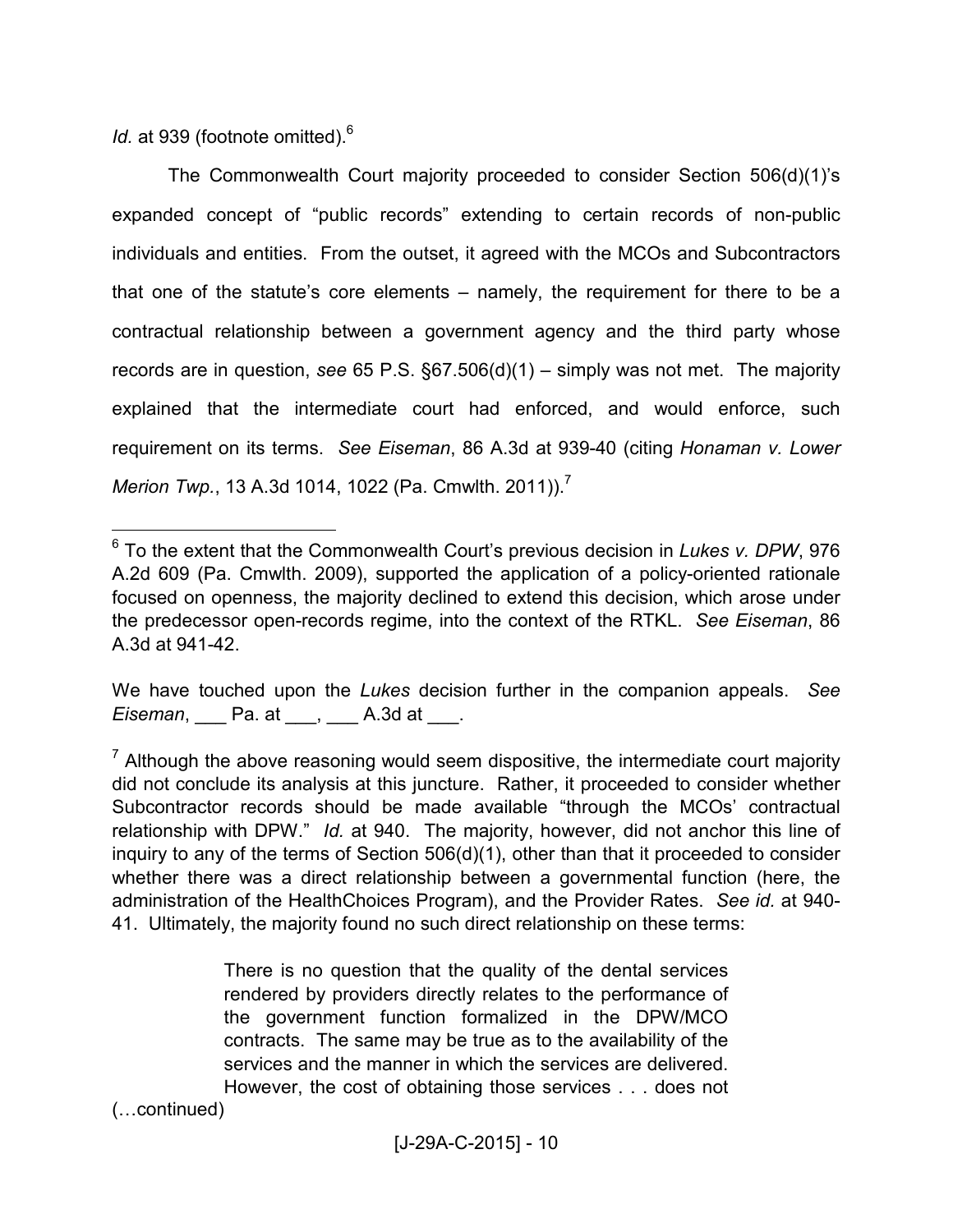*Id.* at 939 (footnote omitted).[6]

The Commonwealth Court majority proceeded to consider Section 506(d)(1)'s expanded concept of "public records" extending to certain records of non-public individuals and entities. From the outset, it agreed with the MCOs and Subcontractors that one of the statute's core elements – namely, the requirement for there to be a contractual relationship between a government agency and the third party whose records are in question, *see* 65 P.S. §67.506(d)(1) – simply was not met. The majority explained that the intermediate court had enforced, and would enforce, such requirement on its terms. *See Eiseman*, 86 A.3d at 939-40 (citing *Honaman v. Lower Merion Twp.*, 13 A.3d 1014, 1022 (Pa. Cmwlth. 2011)).[7]

---

[6] To the extent that the Commonwealth Court's previous decision in *Lukes v. DPW*, 976 A.2d 609 (Pa. Cmwlth. 2009), supported the application of a policy-oriented rationale focused on openness, the majority declined to extend this decision, which arose under the predecessor open-records regime, into the context of the RTKL. *See Eiseman*, 86 A.3d at 941-42.

We have touched upon the *Lukes* decision further in the companion appeals. *See Eiseman*, ___ Pa. at ___, ___ A.3d at ___.

[7] Although the above reasoning would seem dispositive, the intermediate court majority did not conclude its analysis at this juncture. Rather, it proceeded to consider whether Subcontractor records should be made available "through the MCOs' contractual relationship with DPW." *Id.* at 940. The majority, however, did not anchor this line of inquiry to any of the terms of Section 506(d)(1), other than that it proceeded to consider whether there was a direct relationship between a governmental function (here, the administration of the HealthChoices Program), and the Provider Rates. *See id.* at 940-41. Ultimately, the majority found no such direct relationship on these terms:

> There is no question that the quality of the dental services rendered by providers directly relates to the performance of the government function formalized in the DPW/MCO contracts. The same may be true as to the availability of the services and the manner in which the services are delivered. However, the cost of obtaining those services . . . does not

(…continued)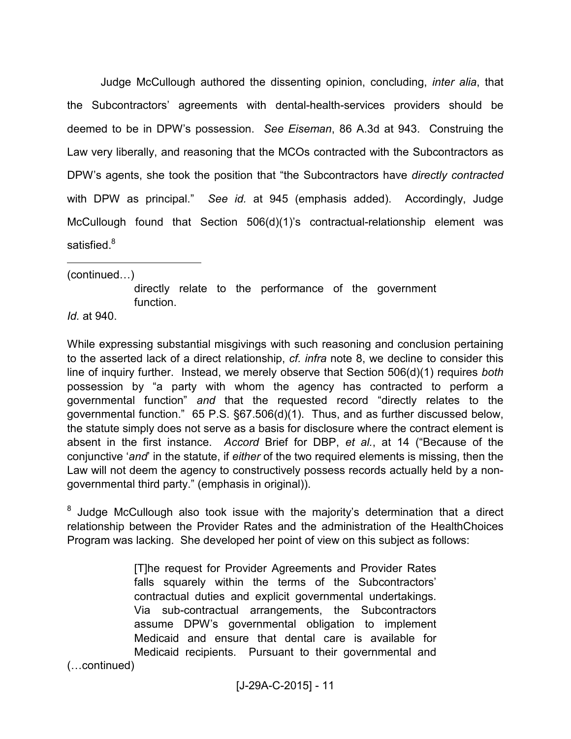Judge McCullough authored the dissenting opinion, concluding, *inter alia*, that the Subcontractors' agreements with dental-health-services providers should be deemed to be in DPW's possession. *See Eiseman*, 86 A.3d at 943. Construing the Law very liberally, and reasoning that the MCOs contracted with the Subcontractors as DPW's agents, she took the position that "the Subcontractors have *directly contracted* with DPW as principal." *See id.* at 945 (emphasis added). Accordingly, Judge McCullough found that Section 506(d)(1)'s contractual-relationship element was satisfied.[8]

---

(continued…)

> directly relate to the performance of the government function.

*Id.* at 940.

While expressing substantial misgivings with such reasoning and conclusion pertaining to the asserted lack of a direct relationship, *cf. infra* note 8, we decline to consider this line of inquiry further. Instead, we merely observe that Section 506(d)(1) requires *both* possession by "a party with whom the agency has contracted to perform a governmental function" *and* that the requested record "directly relates to the governmental function." 65 P.S. §67.506(d)(1). Thus, and as further discussed below, the statute simply does not serve as a basis for disclosure where the contract element is absent in the first instance. *Accord* Brief for DBP, *et al.*, at 14 ("Because of the conjunctive '*and*' in the statute, if *either* of the two required elements is missing, then the Law will not deem the agency to constructively possess records actually held by a non-governmental third party." (emphasis in original)).

[8] Judge McCullough also took issue with the majority's determination that a direct relationship between the Provider Rates and the administration of the HealthChoices Program was lacking. She developed her point of view on this subject as follows:

> [T]he request for Provider Agreements and Provider Rates falls squarely within the terms of the Subcontractors' contractual duties and explicit governmental undertakings. Via sub-contractual arrangements, the Subcontractors assume DPW's governmental obligation to implement Medicaid and ensure that dental care is available for Medicaid recipients. Pursuant to their governmental and

(…continued)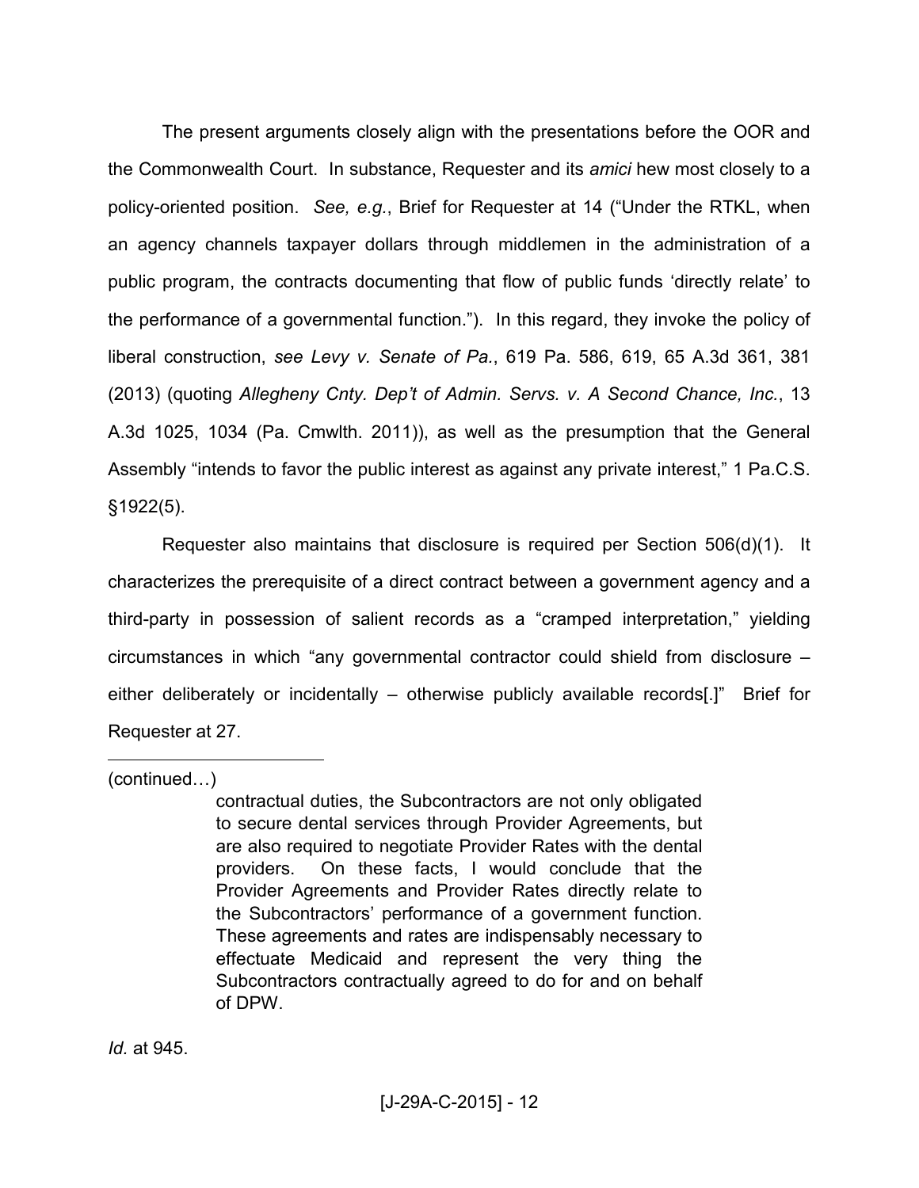The present arguments closely align with the presentations before the OOR and the Commonwealth Court. In substance, Requester and its *amici* hew most closely to a policy-oriented position. *See, e.g.*, Brief for Requester at 14 ("Under the RTKL, when an agency channels taxpayer dollars through middlemen in the administration of a public program, the contracts documenting that flow of public funds 'directly relate' to the performance of a governmental function."). In this regard, they invoke the policy of liberal construction, *see Levy v. Senate of Pa.*, 619 Pa. 586, 619, 65 A.3d 361, 381 (2013) (quoting *Allegheny Cnty. Dep't of Admin. Servs. v. A Second Chance, Inc.*, 13 A.3d 1025, 1034 (Pa. Cmwlth. 2011)), as well as the presumption that the General Assembly "intends to favor the public interest as against any private interest," 1 Pa.C.S. §1922(5).

Requester also maintains that disclosure is required per Section 506(d)(1). It characterizes the prerequisite of a direct contract between a government agency and a third-party in possession of salient records as a "cramped interpretation," yielding circumstances in which "any governmental contractor could shield from disclosure – either deliberately or incidentally – otherwise publicly available records[.]" Brief for Requester at 27.

---

(continued…)

> contractual duties, the Subcontractors are not only obligated to secure dental services through Provider Agreements, but are also required to negotiate Provider Rates with the dental providers. On these facts, I would conclude that the Provider Agreements and Provider Rates directly relate to the Subcontractors' performance of a government function. These agreements and rates are indispensably necessary to effectuate Medicaid and represent the very thing the Subcontractors contractually agreed to do for and on behalf of DPW.

*Id.* at 945.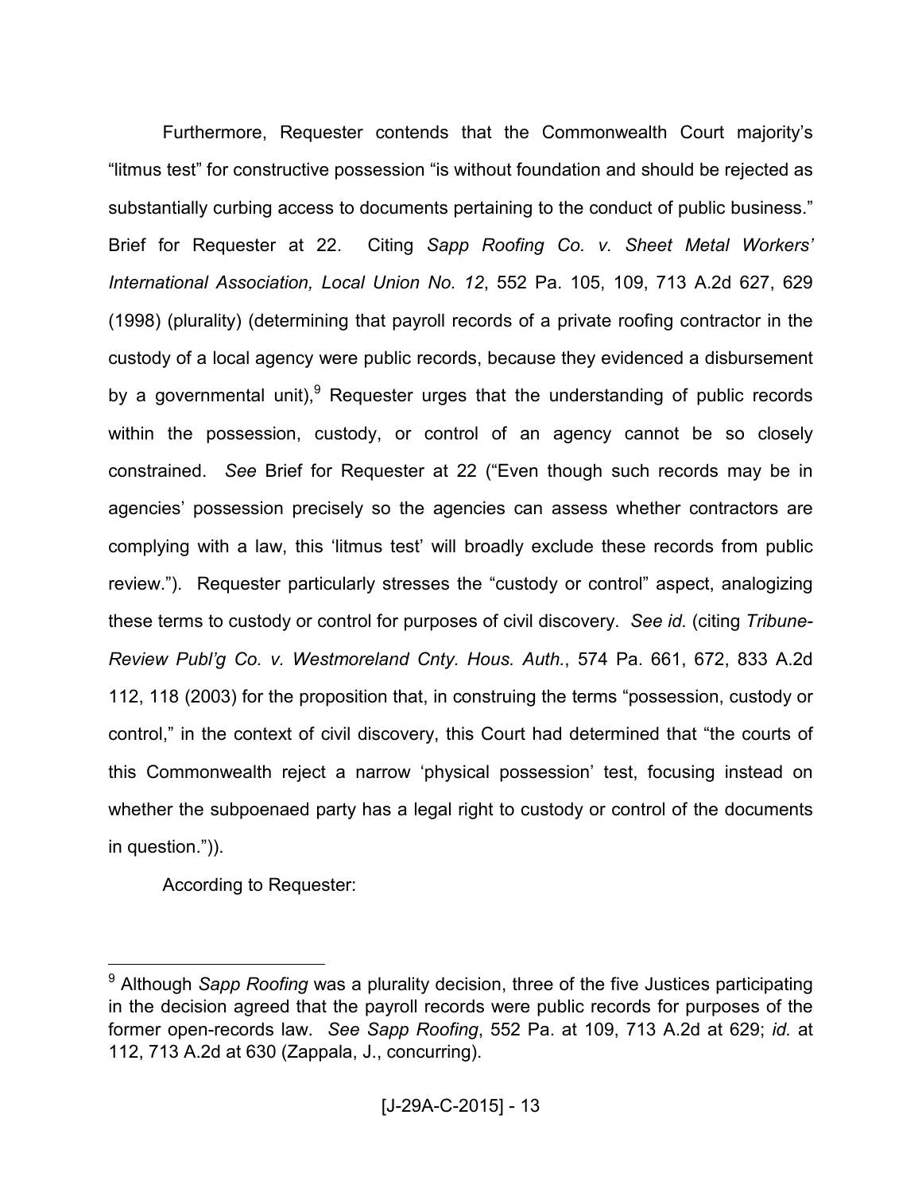Furthermore, Requester contends that the Commonwealth Court majority's "litmus test" for constructive possession "is without foundation and should be rejected as substantially curbing access to documents pertaining to the conduct of public business." Brief for Requester at 22. Citing *Sapp Roofing Co. v. Sheet Metal Workers' International Association, Local Union No. 12*, 552 Pa. 105, 109, 713 A.2d 627, 629 (1998) (plurality) (determining that payroll records of a private roofing contractor in the custody of a local agency were public records, because they evidenced a disbursement by a governmental unit),[9] Requester urges that the understanding of public records within the possession, custody, or control of an agency cannot be so closely constrained. *See* Brief for Requester at 22 ("Even though such records may be in agencies' possession precisely so the agencies can assess whether contractors are complying with a law, this 'litmus test' will broadly exclude these records from public review."). Requester particularly stresses the "custody or control" aspect, analogizing these terms to custody or control for purposes of civil discovery. *See id.* (citing *Tribune-Review Publ'g Co. v. Westmoreland Cnty. Hous. Auth.*, 574 Pa. 661, 672, 833 A.2d 112, 118 (2003) for the proposition that, in construing the terms "possession, custody or control," in the context of civil discovery, this Court had determined that "the courts of this Commonwealth reject a narrow 'physical possession' test, focusing instead on whether the subpoenaed party has a legal right to custody or control of the documents in question.")).

According to Requester:

---

[9] Although *Sapp Roofing* was a plurality decision, three of the five Justices participating in the decision agreed that the payroll records were public records for purposes of the former open-records law. *See Sapp Roofing*, 552 Pa. at 109, 713 A.2d at 629; *id.* at 112, 713 A.2d at 630 (Zappala, J., concurring).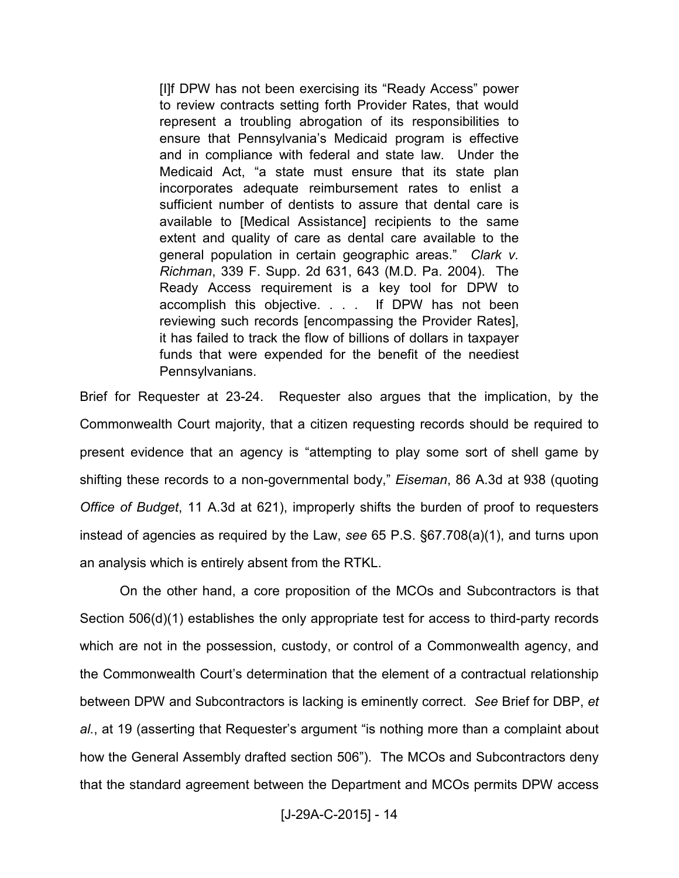> [I]f DPW has not been exercising its "Ready Access" power to review contracts setting forth Provider Rates, that would represent a troubling abrogation of its responsibilities to ensure that Pennsylvania's Medicaid program is effective and in compliance with federal and state law. Under the Medicaid Act, "a state must ensure that its state plan incorporates adequate reimbursement rates to enlist a sufficient number of dentists to assure that dental care is available to [Medical Assistance] recipients to the same extent and quality of care as dental care available to the general population in certain geographic areas." *Clark v. Richman*, 339 F. Supp. 2d 631, 643 (M.D. Pa. 2004). The Ready Access requirement is a key tool for DPW to accomplish this objective. . . . If DPW has not been reviewing such records [encompassing the Provider Rates], it has failed to track the flow of billions of dollars in taxpayer funds that were expended for the benefit of the neediest Pennsylvanians.

Brief for Requester at 23-24. Requester also argues that the implication, by the Commonwealth Court majority, that a citizen requesting records should be required to present evidence that an agency is "attempting to play some sort of shell game by shifting these records to a non-governmental body," *Eiseman*, 86 A.3d at 938 (quoting *Office of Budget*, 11 A.3d at 621), improperly shifts the burden of proof to requesters instead of agencies as required by the Law, *see* 65 P.S. §67.708(a)(1), and turns upon an analysis which is entirely absent from the RTKL.

On the other hand, a core proposition of the MCOs and Subcontractors is that Section 506(d)(1) establishes the only appropriate test for access to third-party records which are not in the possession, custody, or control of a Commonwealth agency, and the Commonwealth Court's determination that the element of a contractual relationship between DPW and Subcontractors is lacking is eminently correct. *See* Brief for DBP, *et al.*, at 19 (asserting that Requester's argument "is nothing more than a complaint about how the General Assembly drafted section 506"). The MCOs and Subcontractors deny that the standard agreement between the Department and MCOs permits DPW access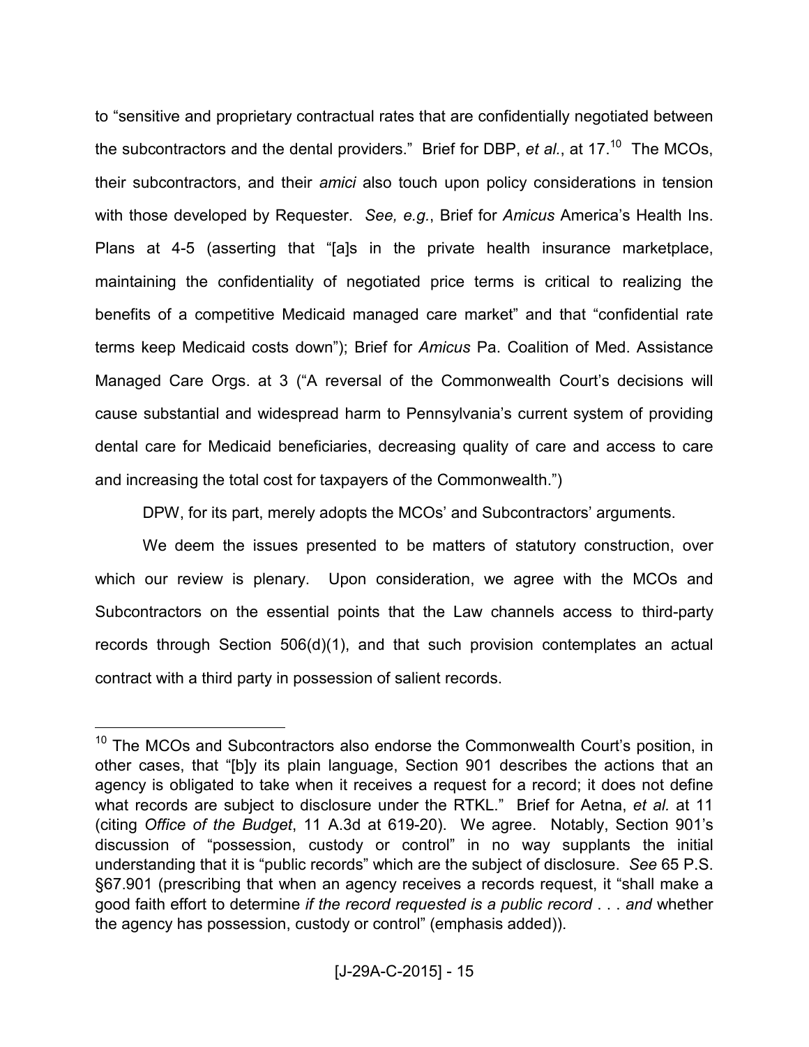to "sensitive and proprietary contractual rates that are confidentially negotiated between the subcontractors and the dental providers." Brief for DBP, *et al.*, at 17.[10] The MCOs, their subcontractors, and their *amici* also touch upon policy considerations in tension with those developed by Requester. *See, e.g.*, Brief for *Amicus* America's Health Ins. Plans at 4-5 (asserting that "[a]s in the private health insurance marketplace, maintaining the confidentiality of negotiated price terms is critical to realizing the benefits of a competitive Medicaid managed care market" and that "confidential rate terms keep Medicaid costs down"); Brief for *Amicus* Pa. Coalition of Med. Assistance Managed Care Orgs. at 3 ("A reversal of the Commonwealth Court's decisions will cause substantial and widespread harm to Pennsylvania's current system of providing dental care for Medicaid beneficiaries, decreasing quality of care and access to care and increasing the total cost for taxpayers of the Commonwealth.")

DPW, for its part, merely adopts the MCOs' and Subcontractors' arguments.

We deem the issues presented to be matters of statutory construction, over which our review is plenary. Upon consideration, we agree with the MCOs and Subcontractors on the essential points that the Law channels access to third-party records through Section 506(d)(1), and that such provision contemplates an actual contract with a third party in possession of salient records.

---

[10] The MCOs and Subcontractors also endorse the Commonwealth Court's position, in other cases, that "[b]y its plain language, Section 901 describes the actions that an agency is obligated to take when it receives a request for a record; it does not define what records are subject to disclosure under the RTKL." Brief for Aetna, *et al.* at 11 (citing *Office of the Budget*, 11 A.3d at 619-20). We agree. Notably, Section 901's discussion of "possession, custody or control" in no way supplants the initial understanding that it is "public records" which are the subject of disclosure. *See* 65 P.S. §67.901 (prescribing that when an agency receives a records request, it "shall make a good faith effort to determine *if the record requested is a public record* . . . *and* whether the agency has possession, custody or control" (emphasis added)).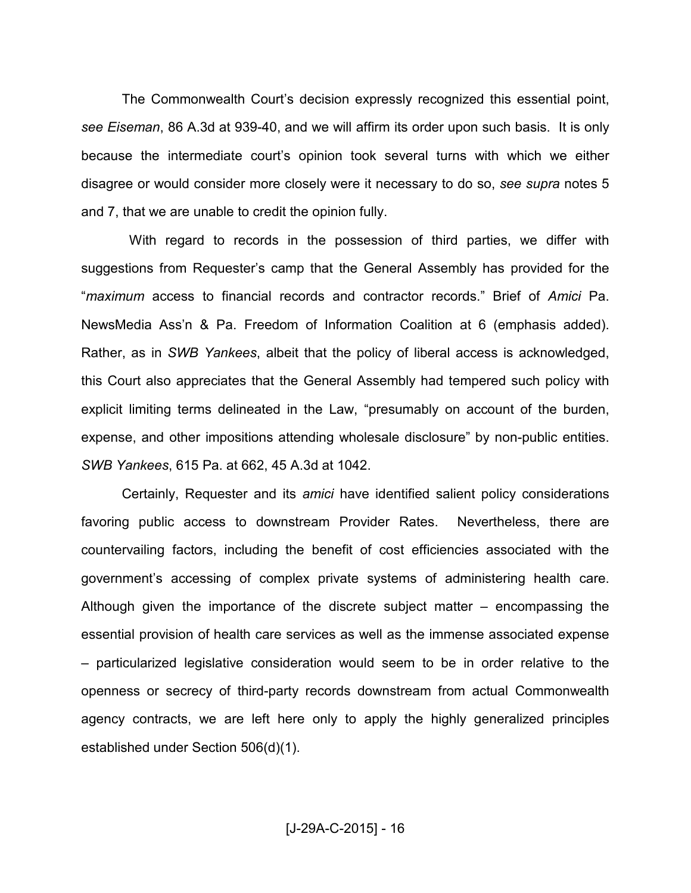The Commonwealth Court's decision expressly recognized this essential point, *see Eiseman*, 86 A.3d at 939-40, and we will affirm its order upon such basis. It is only because the intermediate court's opinion took several turns with which we either disagree or would consider more closely were it necessary to do so, *see supra* notes 5 and 7, that we are unable to credit the opinion fully.

With regard to records in the possession of third parties, we differ with suggestions from Requester's camp that the General Assembly has provided for the "*maximum* access to financial records and contractor records." Brief of *Amici* Pa. NewsMedia Ass'n & Pa. Freedom of Information Coalition at 6 (emphasis added). Rather, as in *SWB Yankees*, albeit that the policy of liberal access is acknowledged, this Court also appreciates that the General Assembly had tempered such policy with explicit limiting terms delineated in the Law, "presumably on account of the burden, expense, and other impositions attending wholesale disclosure" by non-public entities. *SWB Yankees*, 615 Pa. at 662, 45 A.3d at 1042.

Certainly, Requester and its *amici* have identified salient policy considerations favoring public access to downstream Provider Rates. Nevertheless, there are countervailing factors, including the benefit of cost efficiencies associated with the government's accessing of complex private systems of administering health care. Although given the importance of the discrete subject matter – encompassing the essential provision of health care services as well as the immense associated expense – particularized legislative consideration would seem to be in order relative to the openness or secrecy of third-party records downstream from actual Commonwealth agency contracts, we are left here only to apply the highly generalized principles established under Section 506(d)(1).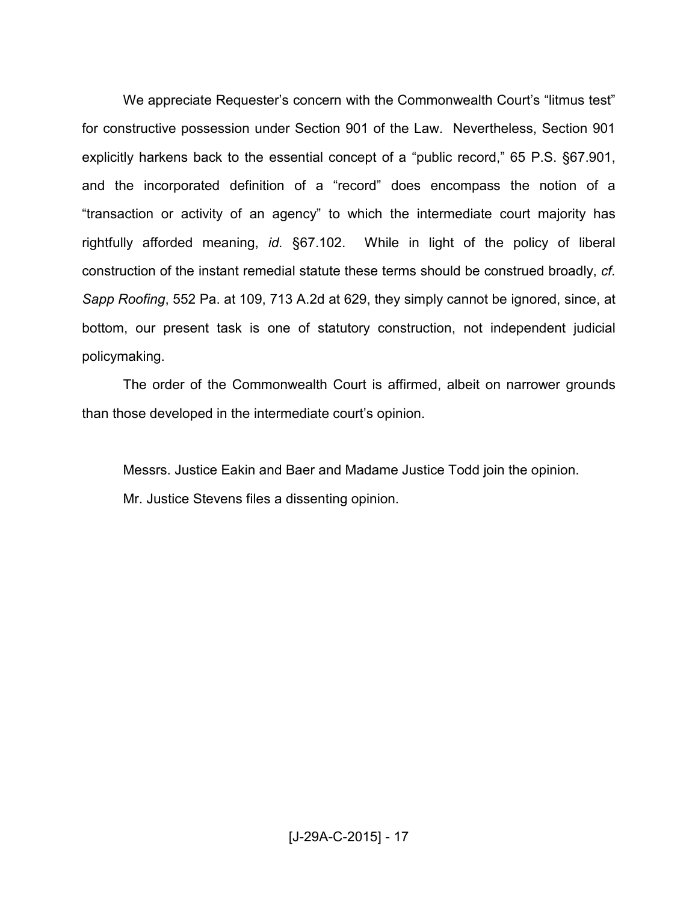We appreciate Requester's concern with the Commonwealth Court's "litmus test" for constructive possession under Section 901 of the Law. Nevertheless, Section 901 explicitly harkens back to the essential concept of a "public record," 65 P.S. §67.901, and the incorporated definition of a "record" does encompass the notion of a "transaction or activity of an agency" to which the intermediate court majority has rightfully afforded meaning, *id.* §67.102. While in light of the policy of liberal construction of the instant remedial statute these terms should be construed broadly, *cf. Sapp Roofing*, 552 Pa. at 109, 713 A.2d at 629, they simply cannot be ignored, since, at bottom, our present task is one of statutory construction, not independent judicial policymaking.

The order of the Commonwealth Court is affirmed, albeit on narrower grounds than those developed in the intermediate court's opinion.

Messrs. Justice Eakin and Baer and Madame Justice Todd join the opinion.

Mr. Justice Stevens files a dissenting opinion.